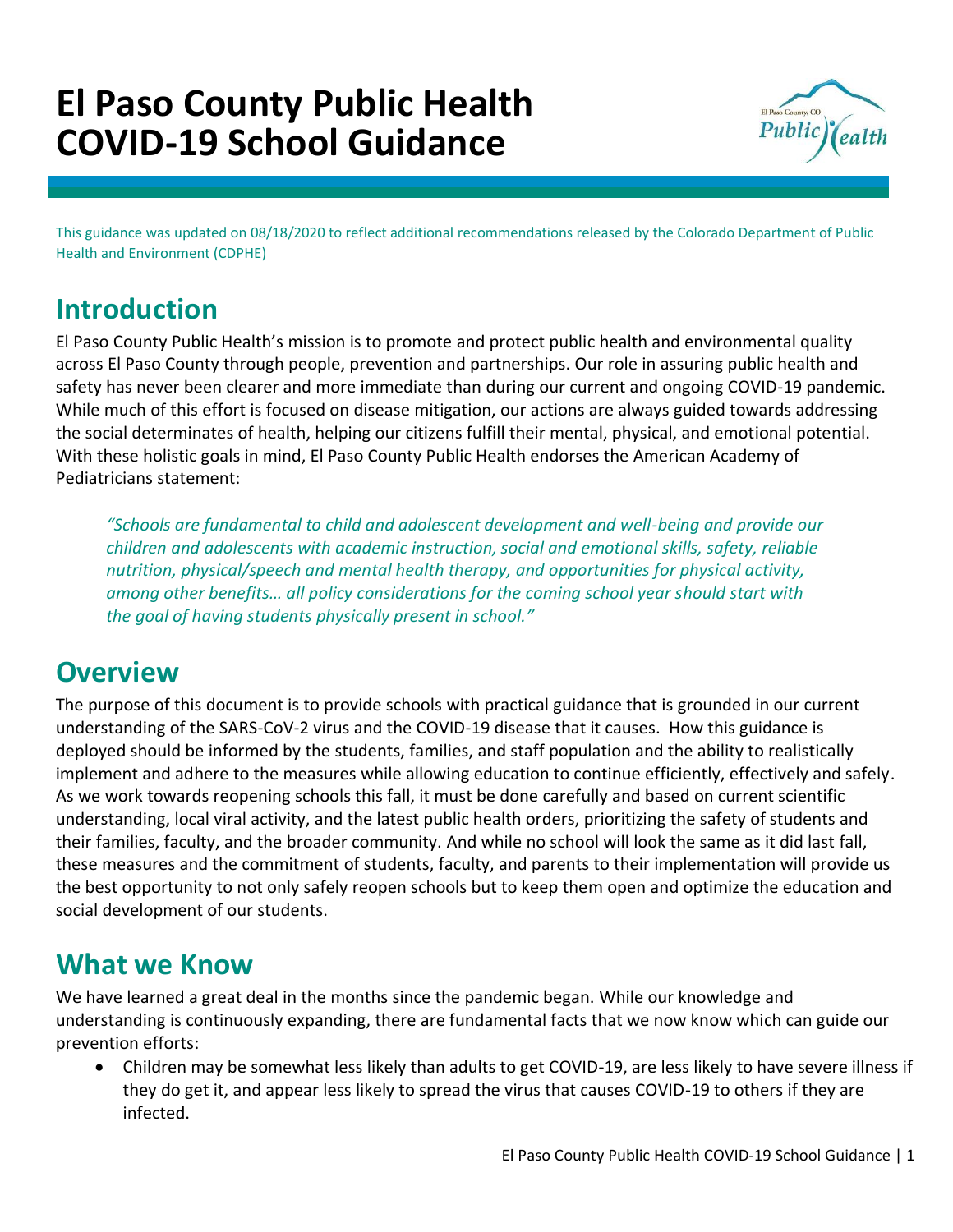# El Paso County Public Health COVID-19 School Guidance

This guidance was updated on 08/18/2020 to reflect additional recommendations released by the Colorado Department of Public Health and Environment (CDPHE)

## Introduction

El Paso County Public Health's mission is to promote and protect public health and environmental quality across El Paso County through people, prevention and partnerships. Our role in assuring public health and safety has never been clearer and more immediate than during our current and ongoing COVID-19 pandemic. While much of this effort is focused on disease mitigation, our actions are always guided towards addressing the social determinates of health, helping our citizens fulfill their mental, physical, and emotional potential. With these holistic goals in mind, El Paso County Public Health endorses the American Academy of Pediatricians statement:

> *"Schools are fundamental to child and adolescent development and well-being and provide our children and adolescents with academic instruction, social and emotional skills, safety, reliable nutrition, physical/speech and mental health therapy, and opportunities for physical activity, among other benefits… all policy considerations for the coming school year should start with the goal of having students physically present in school."*

## Overview

The purpose of this document is to provide schools with practical guidance that is grounded in our current understanding of the SARS-CoV-2 virus and the COVID-19 disease that it causes. How this guidance is deployed should be informed by the students, families, and staff population and the ability to realistically implement and adhere to the measures while allowing education to continue efficiently, effectively and safely. As we work towards reopening schools this fall, it must be done carefully and based on current scientific understanding, local viral activity, and the latest public health orders, prioritizing the safety of students and their families, faculty, and the broader community. And while no school will look the same as it did last fall, these measures and the commitment of students, faculty, and parents to their implementation will provide us the best opportunity to not only safely reopen schools but to keep them open and optimize the education and social development of our students.

## What we Know

We have learned a great deal in the months since the pandemic began. While our knowledge and understanding is continuously expanding, there are fundamental facts that we now know which can guide our prevention efforts:

- Children may be somewhat less likely than adults to get COVID-19, are less likely to have severe illness if they do get it, and appear less likely to spread the virus that causes COVID-19 to others if they are infected.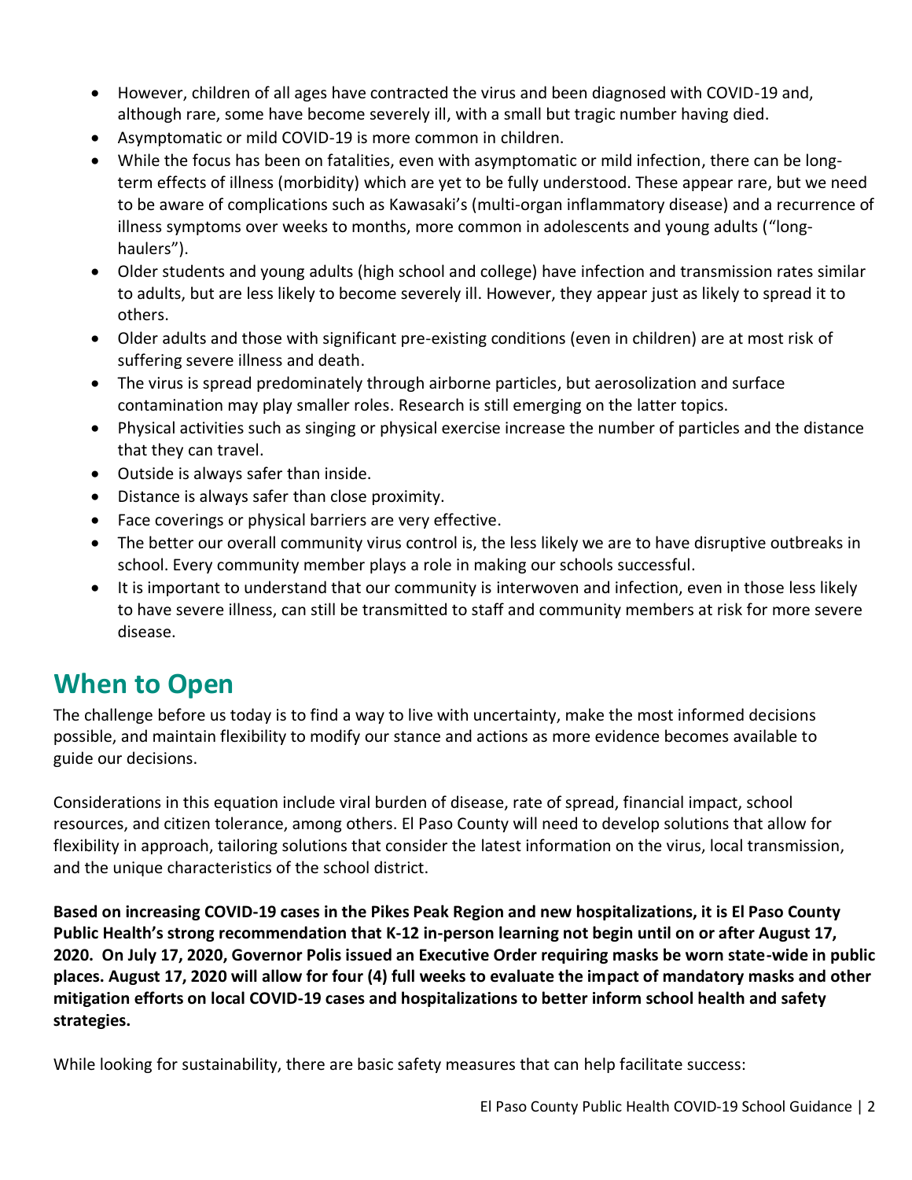- However, children of all ages have contracted the virus and been diagnosed with COVID-19 and, although rare, some have become severely ill, with a small but tragic number having died.
- Asymptomatic or mild COVID-19 is more common in children.
- While the focus has been on fatalities, even with asymptomatic or mild infection, there can be long-term effects of illness (morbidity) which are yet to be fully understood. These appear rare, but we need to be aware of complications such as Kawasaki's (multi-organ inflammatory disease) and a recurrence of illness symptoms over weeks to months, more common in adolescents and young adults ("long-haulers").
- Older students and young adults (high school and college) have infection and transmission rates similar to adults, but are less likely to become severely ill. However, they appear just as likely to spread it to others.
- Older adults and those with significant pre-existing conditions (even in children) are at most risk of suffering severe illness and death.
- The virus is spread predominately through airborne particles, but aerosolization and surface contamination may play smaller roles. Research is still emerging on the latter topics.
- Physical activities such as singing or physical exercise increase the number of particles and the distance that they can travel.
- Outside is always safer than inside.
- Distance is always safer than close proximity.
- Face coverings or physical barriers are very effective.
- The better our overall community virus control is, the less likely we are to have disruptive outbreaks in school. Every community member plays a role in making our schools successful.
- It is important to understand that our community is interwoven and infection, even in those less likely to have severe illness, can still be transmitted to staff and community members at risk for more severe disease.

## When to Open

The challenge before us today is to find a way to live with uncertainty, make the most informed decisions possible, and maintain flexibility to modify our stance and actions as more evidence becomes available to guide our decisions.

Considerations in this equation include viral burden of disease, rate of spread, financial impact, school resources, and citizen tolerance, among others. El Paso County will need to develop solutions that allow for flexibility in approach, tailoring solutions that consider the latest information on the virus, local transmission, and the unique characteristics of the school district.

**Based on increasing COVID-19 cases in the Pikes Peak Region and new hospitalizations, it is El Paso County Public Health's strong recommendation that K-12 in-person learning not begin until on or after August 17, 2020. On July 17, 2020, Governor Polis issued an Executive Order requiring masks be worn state-wide in public places. August 17, 2020 will allow for four (4) full weeks to evaluate the impact of mandatory masks and other mitigation efforts on local COVID-19 cases and hospitalizations to better inform school health and safety strategies.**

While looking for sustainability, there are basic safety measures that can help facilitate success: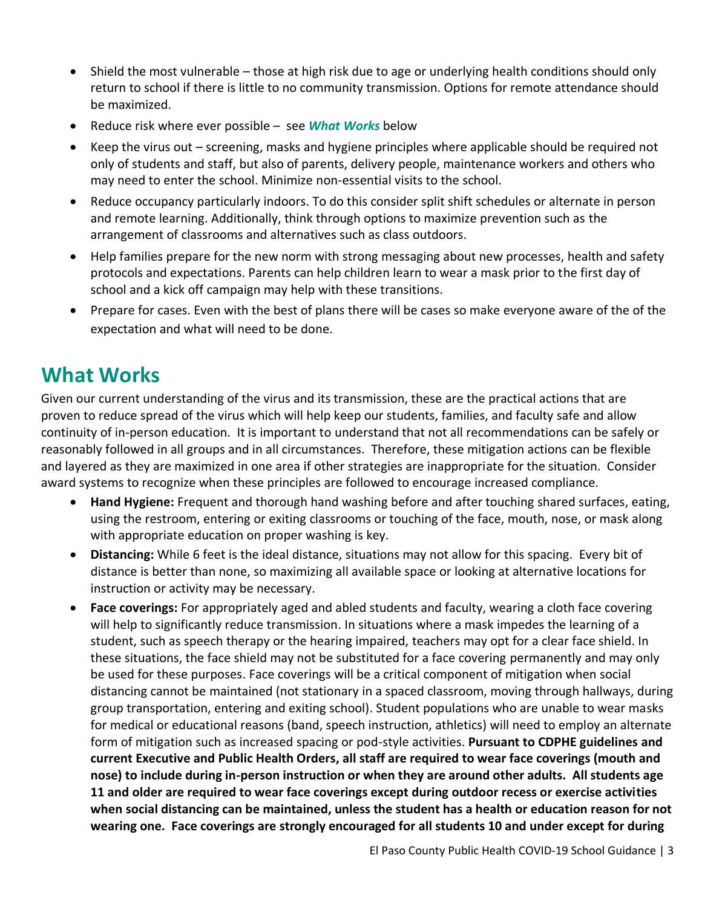- Shield the most vulnerable – those at high risk due to age or underlying health conditions should only return to school if there is little to no community transmission. Options for remote attendance should be maximized.
- Reduce risk where ever possible – see ***What Works*** below
- Keep the virus out – screening, masks and hygiene principles where applicable should be required not only of students and staff, but also of parents, delivery people, maintenance workers and others who may need to enter the school. Minimize non-essential visits to the school.
- Reduce occupancy particularly indoors. To do this consider split shift schedules or alternate in person and remote learning. Additionally, think through options to maximize prevention such as the arrangement of classrooms and alternatives such as class outdoors.
- Help families prepare for the new norm with strong messaging about new processes, health and safety protocols and expectations. Parents can help children learn to wear a mask prior to the first day of school and a kick off campaign may help with these transitions.
- Prepare for cases. Even with the best of plans there will be cases so make everyone aware of the of the expectation and what will need to be done.

## What Works

Given our current understanding of the virus and its transmission, these are the practical actions that are proven to reduce spread of the virus which will help keep our students, families, and faculty safe and allow continuity of in-person education. It is important to understand that not all recommendations can be safely or reasonably followed in all groups and in all circumstances. Therefore, these mitigation actions can be flexible and layered as they are maximized in one area if other strategies are inappropriate for the situation. Consider award systems to recognize when these principles are followed to encourage increased compliance.

- **Hand Hygiene:** Frequent and thorough hand washing before and after touching shared surfaces, eating, using the restroom, entering or exiting classrooms or touching of the face, mouth, nose, or mask along with appropriate education on proper washing is key.
- **Distancing:** While 6 feet is the ideal distance, situations may not allow for this spacing. Every bit of distance is better than none, so maximizing all available space or looking at alternative locations for instruction or activity may be necessary.
- **Face coverings:** For appropriately aged and abled students and faculty, wearing a cloth face covering will help to significantly reduce transmission. In situations where a mask impedes the learning of a student, such as speech therapy or the hearing impaired, teachers may opt for a clear face shield. In these situations, the face shield may not be substituted for a face covering permanently and may only be used for these purposes. Face coverings will be a critical component of mitigation when social distancing cannot be maintained (not stationary in a spaced classroom, moving through hallways, during group transportation, entering and exiting school). Student populations who are unable to wear masks for medical or educational reasons (band, speech instruction, athletics) will need to employ an alternate form of mitigation such as increased spacing or pod-style activities. **Pursuant to CDPHE guidelines and current Executive and Public Health Orders, all staff are required to wear face coverings (mouth and nose) to include during in-person instruction or when they are around other adults. All students age 11 and older are required to wear face coverings except during outdoor recess or exercise activities when social distancing can be maintained, unless the student has a health or education reason for not wearing one. Face coverings are strongly encouraged for all students 10 and under except for during**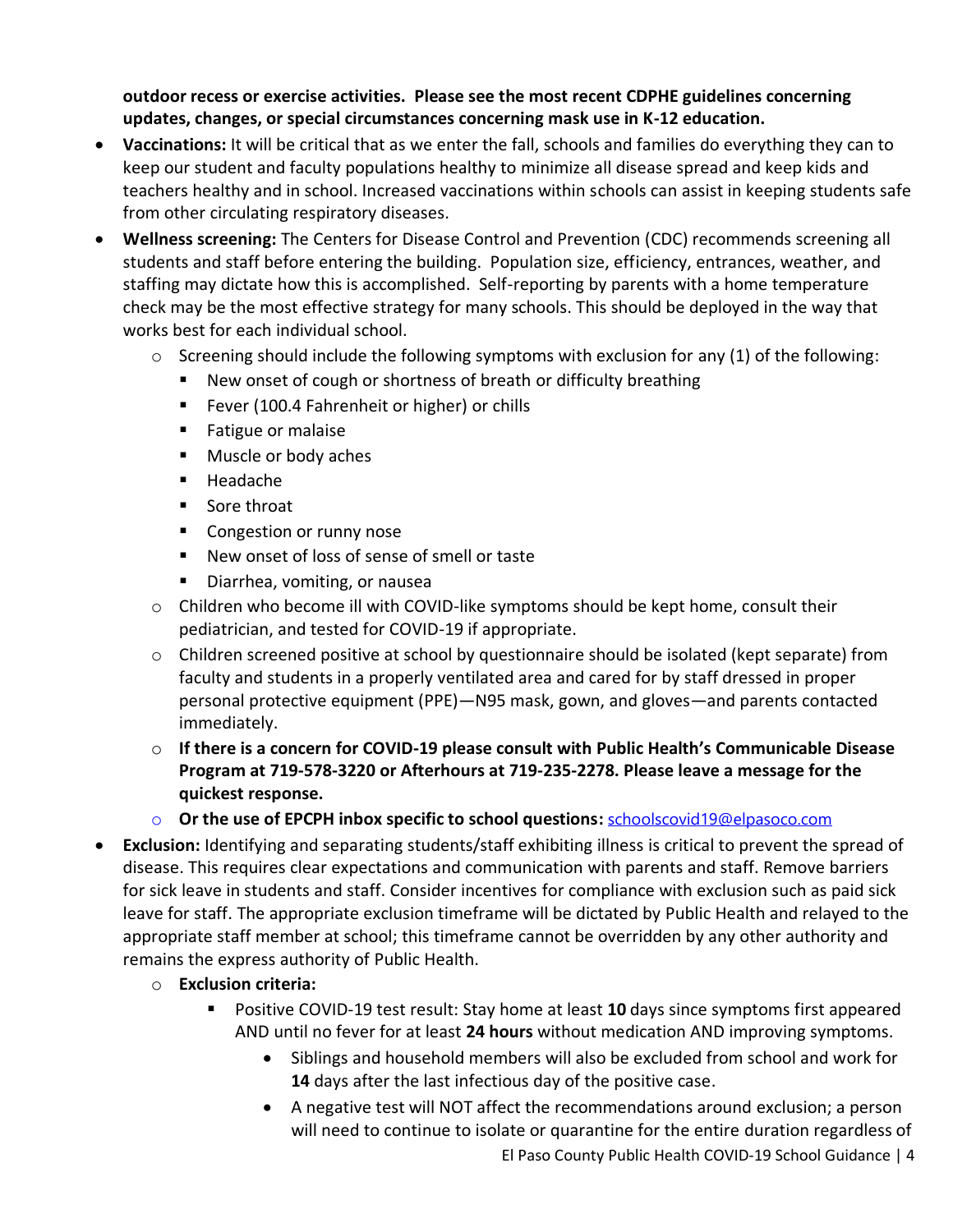**outdoor recess or exercise activities. Please see the most recent CDPHE guidelines concerning updates, changes, or special circumstances concerning mask use in K-12 education.**

- **Vaccinations:** It will be critical that as we enter the fall, schools and families do everything they can to keep our student and faculty populations healthy to minimize all disease spread and keep kids and teachers healthy and in school. Increased vaccinations within schools can assist in keeping students safe from other circulating respiratory diseases.
- **Wellness screening:** The Centers for Disease Control and Prevention (CDC) recommends screening all students and staff before entering the building. Population size, efficiency, entrances, weather, and staffing may dictate how this is accomplished. Self-reporting by parents with a home temperature check may be the most effective strategy for many schools. This should be deployed in the way that works best for each individual school.
  - Screening should include the following symptoms with exclusion for any (1) of the following:
    - New onset of cough or shortness of breath or difficulty breathing
    - Fever (100.4 Fahrenheit or higher) or chills
    - Fatigue or malaise
    - Muscle or body aches
    - Headache
    - Sore throat
    - Congestion or runny nose
    - New onset of loss of sense of smell or taste
    - Diarrhea, vomiting, or nausea
  - Children who become ill with COVID-like symptoms should be kept home, consult their pediatrician, and tested for COVID-19 if appropriate.
  - Children screened positive at school by questionnaire should be isolated (kept separate) from faculty and students in a properly ventilated area and cared for by staff dressed in proper personal protective equipment (PPE)—N95 mask, gown, and gloves—and parents contacted immediately.
  - **If there is a concern for COVID-19 please consult with Public Health's Communicable Disease Program at 719-578-3220 or Afterhours at 719-235-2278. Please leave a message for the quickest response.**
  - **Or the use of EPCPH inbox specific to school questions:** schoolscovid19@elpasoco.com
- **Exclusion:** Identifying and separating students/staff exhibiting illness is critical to prevent the spread of disease. This requires clear expectations and communication with parents and staff. Remove barriers for sick leave in students and staff. Consider incentives for compliance with exclusion such as paid sick leave for staff. The appropriate exclusion timeframe will be dictated by Public Health and relayed to the appropriate staff member at school; this timeframe cannot be overridden by any other authority and remains the express authority of Public Health.
  - **Exclusion criteria:**
    - Positive COVID-19 test result: Stay home at least **10** days since symptoms first appeared AND until no fever for at least **24 hours** without medication AND improving symptoms.
      - Siblings and household members will also be excluded from school and work for **14** days after the last infectious day of the positive case.
      - A negative test will NOT affect the recommendations around exclusion; a person will need to continue to isolate or quarantine for the entire duration regardless of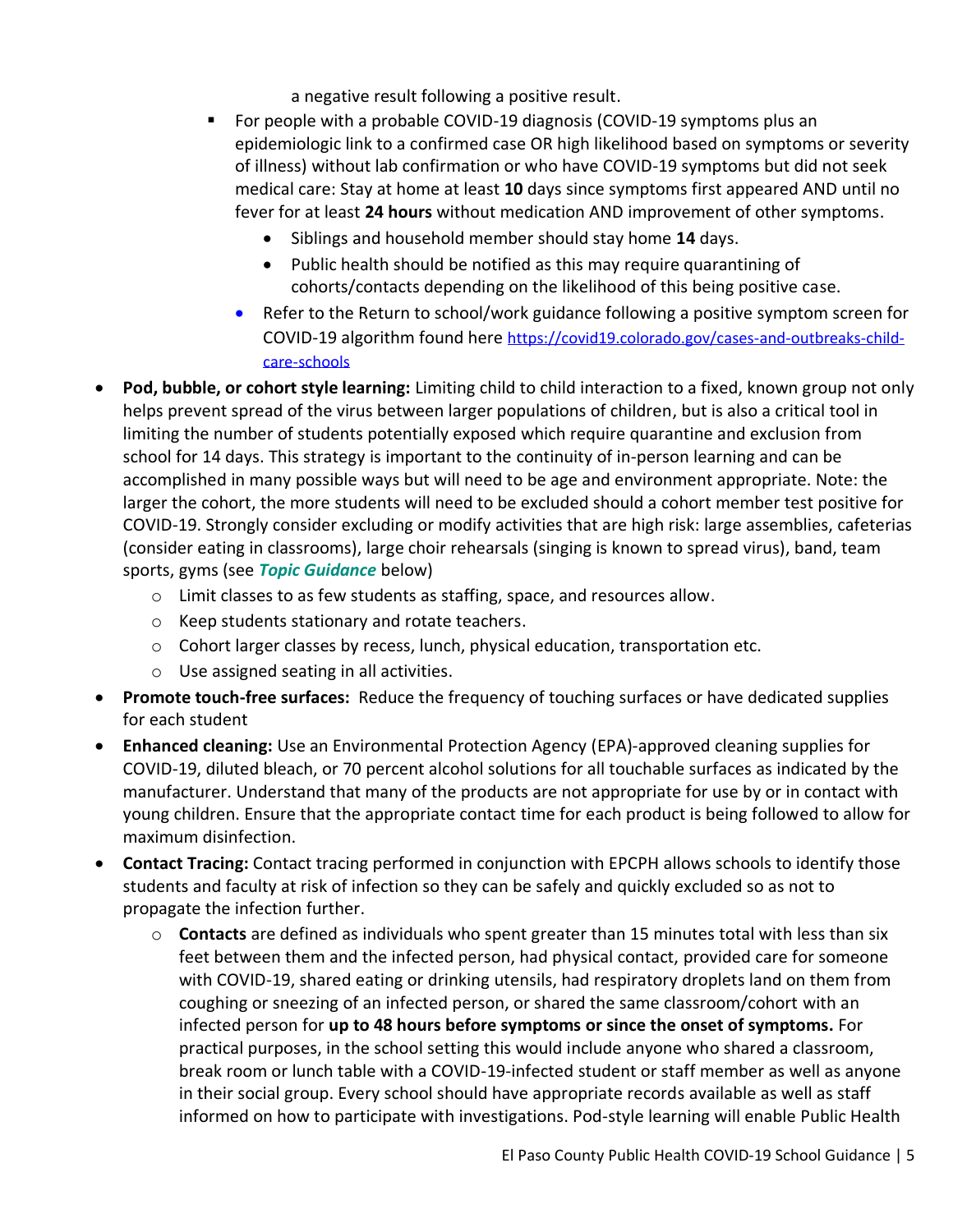a negative result following a positive result.

- For people with a probable COVID-19 diagnosis (COVID-19 symptoms plus an epidemiologic link to a confirmed case OR high likelihood based on symptoms or severity of illness) without lab confirmation or who have COVID-19 symptoms but did not seek medical care: Stay at home at least **10** days since symptoms first appeared AND until no fever for at least **24 hours** without medication AND improvement of other symptoms.
  - Siblings and household member should stay home **14** days.
  - Public health should be notified as this may require quarantining of cohorts/contacts depending on the likelihood of this being positive case.
  - Refer to the Return to school/work guidance following a positive symptom screen for COVID-19 algorithm found here https://covid19.colorado.gov/cases-and-outbreaks-child-care-schools

- **Pod, bubble, or cohort style learning:** Limiting child to child interaction to a fixed, known group not only helps prevent spread of the virus between larger populations of children, but is also a critical tool in limiting the number of students potentially exposed which require quarantine and exclusion from school for 14 days. This strategy is important to the continuity of in-person learning and can be accomplished in many possible ways but will need to be age and environment appropriate. Note: the larger the cohort, the more students will need to be excluded should a cohort member test positive for COVID-19. Strongly consider excluding or modify activities that are high risk: large assemblies, cafeterias (consider eating in classrooms), large choir rehearsals (singing is known to spread virus), band, team sports, gyms (see ***Topic Guidance*** below)
  - Limit classes to as few students as staffing, space, and resources allow.
  - Keep students stationary and rotate teachers.
  - Cohort larger classes by recess, lunch, physical education, transportation etc.
  - Use assigned seating in all activities.
- **Promote touch-free surfaces:** Reduce the frequency of touching surfaces or have dedicated supplies for each student
- **Enhanced cleaning:** Use an Environmental Protection Agency (EPA)-approved cleaning supplies for COVID-19, diluted bleach, or 70 percent alcohol solutions for all touchable surfaces as indicated by the manufacturer. Understand that many of the products are not appropriate for use by or in contact with young children. Ensure that the appropriate contact time for each product is being followed to allow for maximum disinfection.
- **Contact Tracing:** Contact tracing performed in conjunction with EPCPH allows schools to identify those students and faculty at risk of infection so they can be safely and quickly excluded so as not to propagate the infection further.
  - **Contacts** are defined as individuals who spent greater than 15 minutes total with less than six feet between them and the infected person, had physical contact, provided care for someone with COVID-19, shared eating or drinking utensils, had respiratory droplets land on them from coughing or sneezing of an infected person, or shared the same classroom/cohort with an infected person for **up to 48 hours before symptoms or since the onset of symptoms.** For practical purposes, in the school setting this would include anyone who shared a classroom, break room or lunch table with a COVID-19-infected student or staff member as well as anyone in their social group. Every school should have appropriate records available as well as staff informed on how to participate with investigations. Pod-style learning will enable Public Health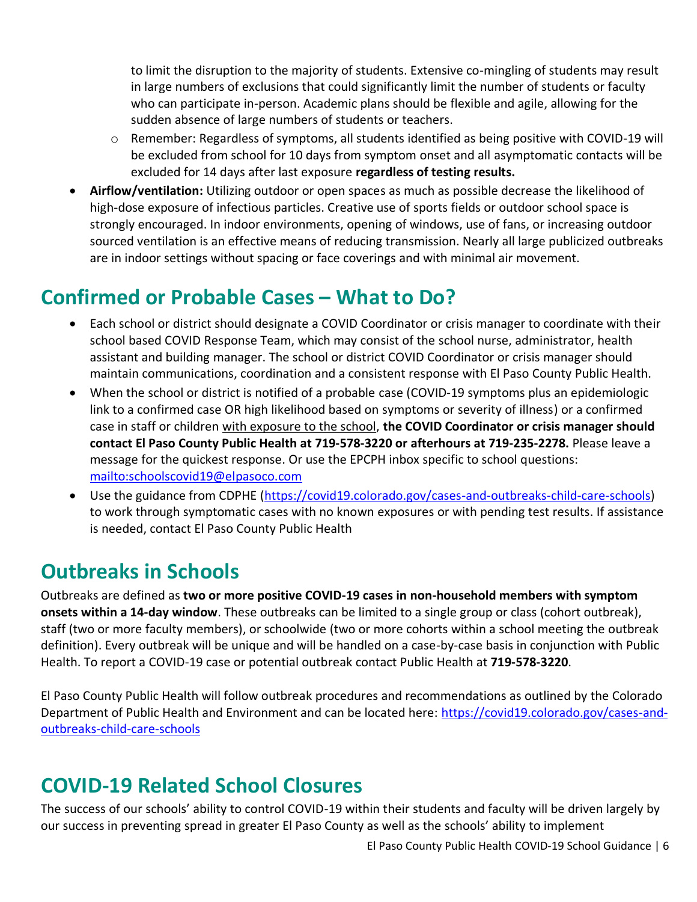to limit the disruption to the majority of students. Extensive co-mingling of students may result in large numbers of exclusions that could significantly limit the number of students or faculty who can participate in-person. Academic plans should be flexible and agile, allowing for the sudden absence of large numbers of students or teachers.

  - Remember: Regardless of symptoms, all students identified as being positive with COVID-19 will be excluded from school for 10 days from symptom onset and all asymptomatic contacts will be excluded for 14 days after last exposure **regardless of testing results.**

- **Airflow/ventilation:** Utilizing outdoor or open spaces as much as possible decrease the likelihood of high-dose exposure of infectious particles. Creative use of sports fields or outdoor school space is strongly encouraged. In indoor environments, opening of windows, use of fans, or increasing outdoor sourced ventilation is an effective means of reducing transmission. Nearly all large publicized outbreaks are in indoor settings without spacing or face coverings and with minimal air movement.

## Confirmed or Probable Cases – What to Do?

- Each school or district should designate a COVID Coordinator or crisis manager to coordinate with their school based COVID Response Team, which may consist of the school nurse, administrator, health assistant and building manager. The school or district COVID Coordinator or crisis manager should maintain communications, coordination and a consistent response with El Paso County Public Health.
- When the school or district is notified of a probable case (COVID-19 symptoms plus an epidemiologic link to a confirmed case OR high likelihood based on symptoms or severity of illness) or a confirmed case in staff or children with exposure to the school, **the COVID Coordinator or crisis manager should contact El Paso County Public Health at 719-578-3220 or afterhours at 719-235-2278.** Please leave a message for the quickest response. Or use the EPCPH inbox specific to school questions: [mailto:schoolscovid19@elpasoco.com](mailto:schoolscovid19@elpasoco.com)
- Use the guidance from CDPHE ([https://covid19.colorado.gov/cases-and-outbreaks-child-care-schools](https://covid19.colorado.gov/cases-and-outbreaks-child-care-schools)) to work through symptomatic cases with no known exposures or with pending test results. If assistance is needed, contact El Paso County Public Health

## Outbreaks in Schools

Outbreaks are defined as **two or more positive COVID-19 cases in non-household members with symptom onsets within a 14-day window**. These outbreaks can be limited to a single group or class (cohort outbreak), staff (two or more faculty members), or schoolwide (two or more cohorts within a school meeting the outbreak definition). Every outbreak will be unique and will be handled on a case-by-case basis in conjunction with Public Health. To report a COVID-19 case or potential outbreak contact Public Health at **719-578-3220**.

El Paso County Public Health will follow outbreak procedures and recommendations as outlined by the Colorado Department of Public Health and Environment and can be located here: [https://covid19.colorado.gov/cases-and-outbreaks-child-care-schools](https://covid19.colorado.gov/cases-and-outbreaks-child-care-schools)

## COVID-19 Related School Closures

The success of our schools' ability to control COVID-19 within their students and faculty will be driven largely by our success in preventing spread in greater El Paso County as well as the schools' ability to implement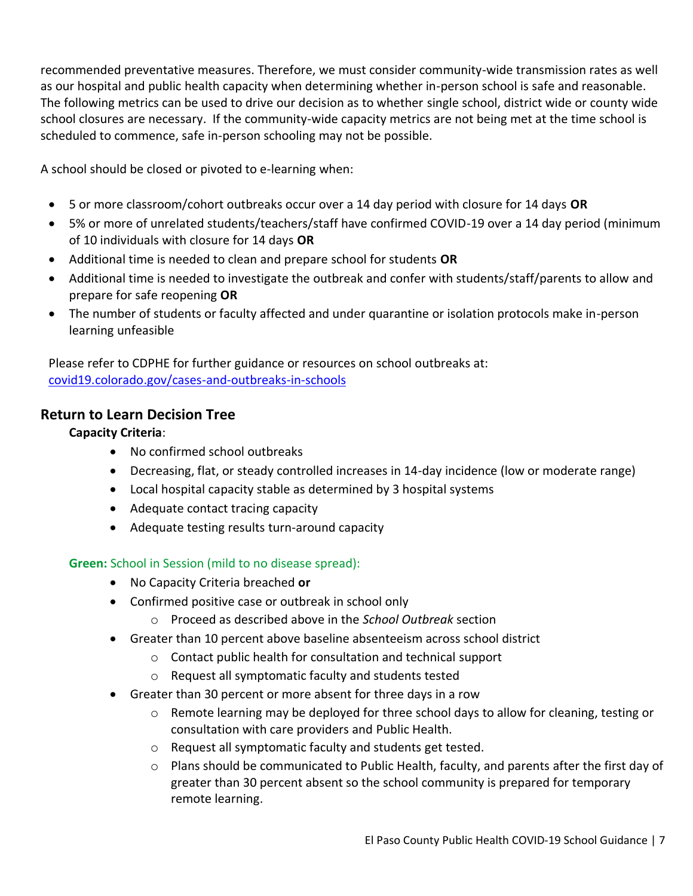recommended preventative measures. Therefore, we must consider community-wide transmission rates as well as our hospital and public health capacity when determining whether in-person school is safe and reasonable. The following metrics can be used to drive our decision as to whether single school, district wide or county wide school closures are necessary. If the community-wide capacity metrics are not being met at the time school is scheduled to commence, safe in-person schooling may not be possible.

A school should be closed or pivoted to e-learning when:

- 5 or more classroom/cohort outbreaks occur over a 14 day period with closure for 14 days **OR**
- 5% or more of unrelated students/teachers/staff have confirmed COVID-19 over a 14 day period (minimum of 10 individuals with closure for 14 days **OR**
- Additional time is needed to clean and prepare school for students **OR**
- Additional time is needed to investigate the outbreak and confer with students/staff/parents to allow and prepare for safe reopening **OR**
- The number of students or faculty affected and under quarantine or isolation protocols make in-person learning unfeasible

Please refer to CDPHE for further guidance or resources on school outbreaks at: [covid19.colorado.gov/cases-and-outbreaks-in-schools](covid19.colorado.gov/cases-and-outbreaks-in-schools)

## Return to Learn Decision Tree

**Capacity Criteria**:

- No confirmed school outbreaks
- Decreasing, flat, or steady controlled increases in 14-day incidence (low or moderate range)
- Local hospital capacity stable as determined by 3 hospital systems
- Adequate contact tracing capacity
- Adequate testing results turn-around capacity

**Green:** School in Session (mild to no disease spread):

- No Capacity Criteria breached **or**
- Confirmed positive case or outbreak in school only
  - Proceed as described above in the *School Outbreak* section
- Greater than 10 percent above baseline absenteeism across school district
  - Contact public health for consultation and technical support
  - Request all symptomatic faculty and students tested
- Greater than 30 percent or more absent for three days in a row
  - Remote learning may be deployed for three school days to allow for cleaning, testing or consultation with care providers and Public Health.
  - Request all symptomatic faculty and students get tested.
  - Plans should be communicated to Public Health, faculty, and parents after the first day of greater than 30 percent absent so the school community is prepared for temporary remote learning.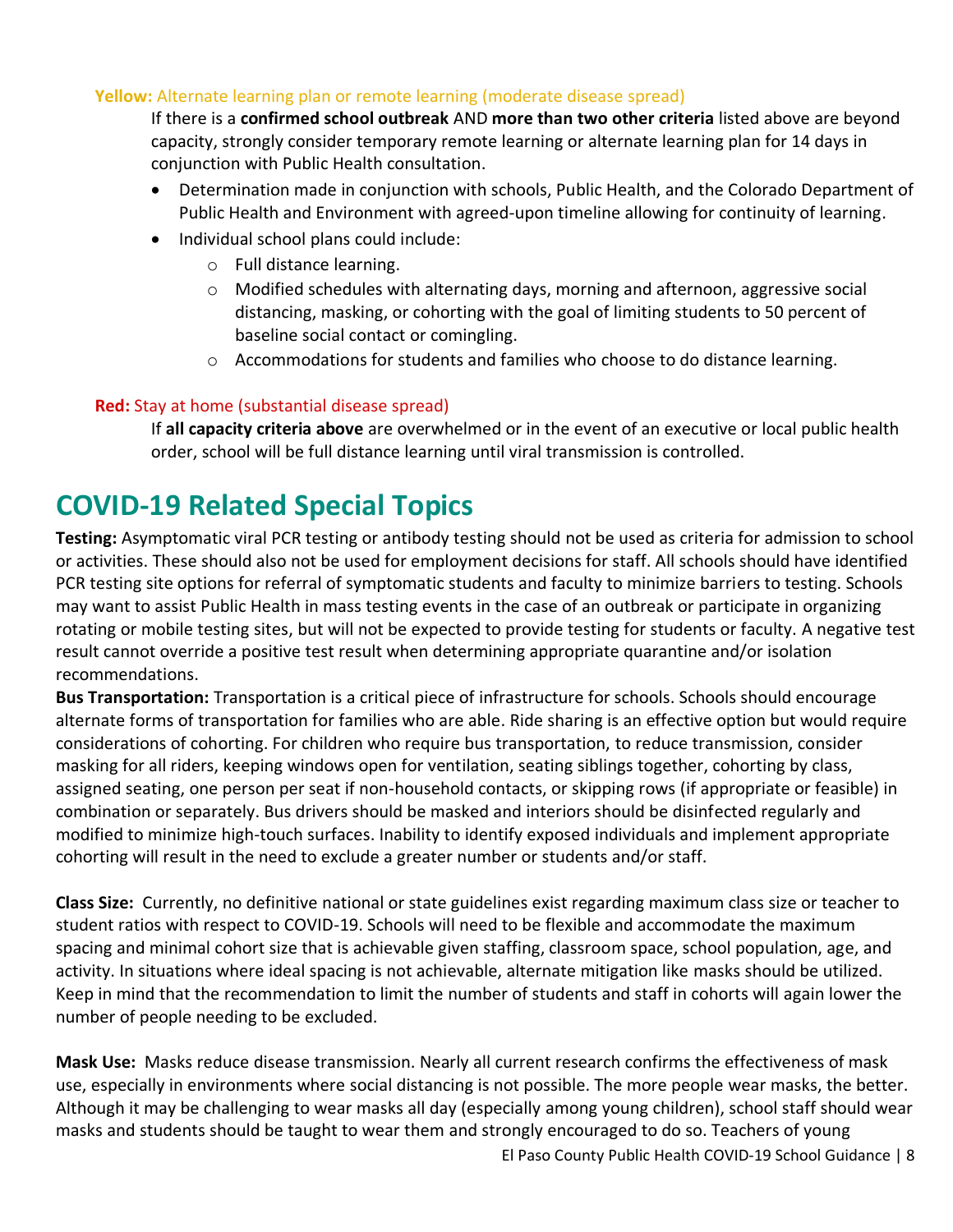**Yellow:** Alternate learning plan or remote learning (moderate disease spread)

If there is a **confirmed school outbreak** AND **more than two other criteria** listed above are beyond capacity, strongly consider temporary remote learning or alternate learning plan for 14 days in conjunction with Public Health consultation.

- Determination made in conjunction with schools, Public Health, and the Colorado Department of Public Health and Environment with agreed-upon timeline allowing for continuity of learning.
- Individual school plans could include:
  - Full distance learning.
  - Modified schedules with alternating days, morning and afternoon, aggressive social distancing, masking, or cohorting with the goal of limiting students to 50 percent of baseline social contact or comingling.
  - Accommodations for students and families who choose to do distance learning.

**Red:** Stay at home (substantial disease spread)

If **all capacity criteria above** are overwhelmed or in the event of an executive or local public health order, school will be full distance learning until viral transmission is controlled.

# COVID-19 Related Special Topics

**Testing:** Asymptomatic viral PCR testing or antibody testing should not be used as criteria for admission to school or activities. These should also not be used for employment decisions for staff. All schools should have identified PCR testing site options for referral of symptomatic students and faculty to minimize barriers to testing. Schools may want to assist Public Health in mass testing events in the case of an outbreak or participate in organizing rotating or mobile testing sites, but will not be expected to provide testing for students or faculty. A negative test result cannot override a positive test result when determining appropriate quarantine and/or isolation recommendations.

**Bus Transportation:** Transportation is a critical piece of infrastructure for schools. Schools should encourage alternate forms of transportation for families who are able. Ride sharing is an effective option but would require considerations of cohorting. For children who require bus transportation, to reduce transmission, consider masking for all riders, keeping windows open for ventilation, seating siblings together, cohorting by class, assigned seating, one person per seat if non-household contacts, or skipping rows (if appropriate or feasible) in combination or separately. Bus drivers should be masked and interiors should be disinfected regularly and modified to minimize high-touch surfaces. Inability to identify exposed individuals and implement appropriate cohorting will result in the need to exclude a greater number or students and/or staff.

**Class Size:** Currently, no definitive national or state guidelines exist regarding maximum class size or teacher to student ratios with respect to COVID-19. Schools will need to be flexible and accommodate the maximum spacing and minimal cohort size that is achievable given staffing, classroom space, school population, age, and activity. In situations where ideal spacing is not achievable, alternate mitigation like masks should be utilized. Keep in mind that the recommendation to limit the number of students and staff in cohorts will again lower the number of people needing to be excluded.

**Mask Use:** Masks reduce disease transmission. Nearly all current research confirms the effectiveness of mask use, especially in environments where social distancing is not possible. The more people wear masks, the better. Although it may be challenging to wear masks all day (especially among young children), school staff should wear masks and students should be taught to wear them and strongly encouraged to do so. Teachers of young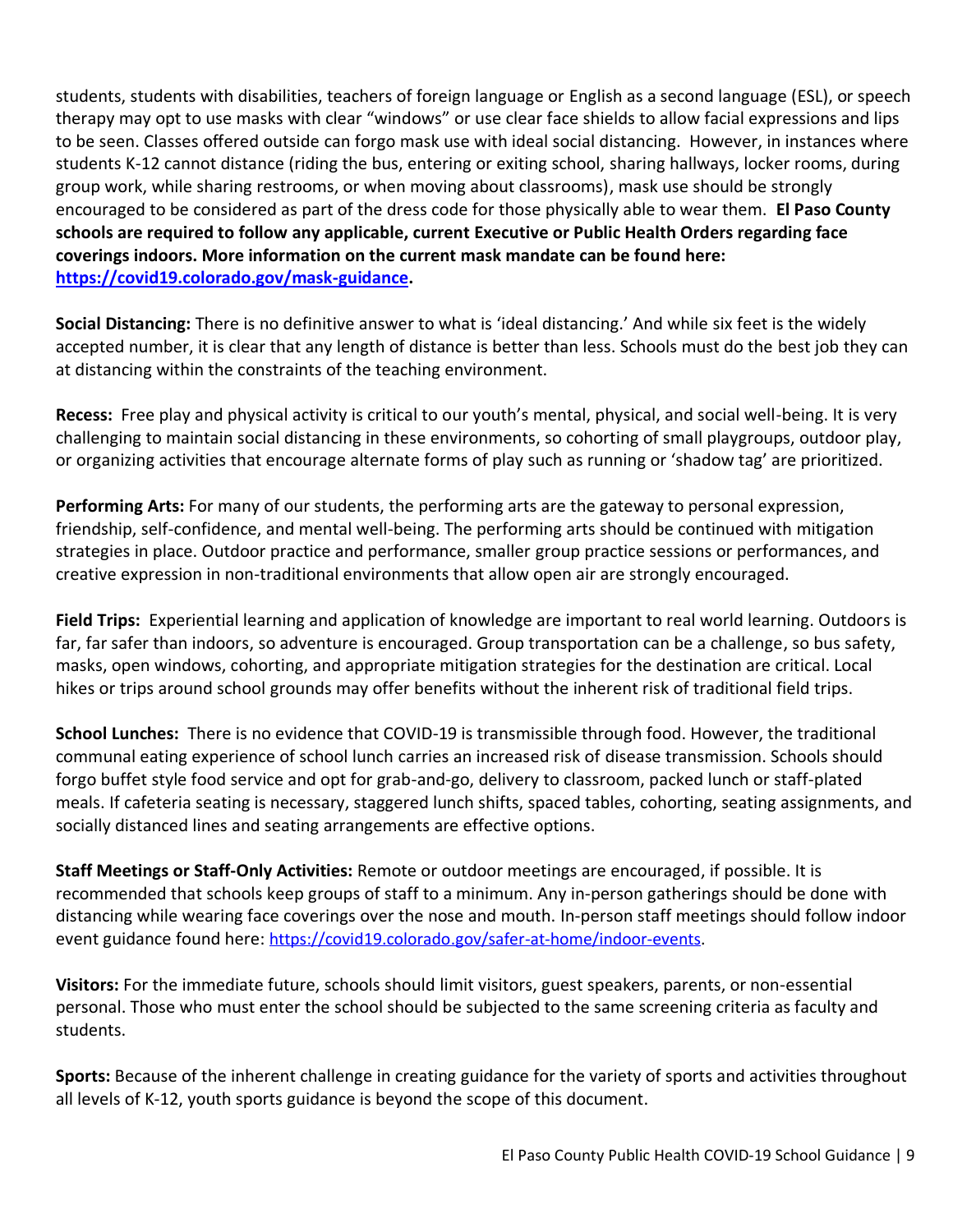students, students with disabilities, teachers of foreign language or English as a second language (ESL), or speech therapy may opt to use masks with clear "windows" or use clear face shields to allow facial expressions and lips to be seen. Classes offered outside can forgo mask use with ideal social distancing. However, in instances where students K-12 cannot distance (riding the bus, entering or exiting school, sharing hallways, locker rooms, during group work, while sharing restrooms, or when moving about classrooms), mask use should be strongly encouraged to be considered as part of the dress code for those physically able to wear them. **El Paso County schools are required to follow any applicable, current Executive or Public Health Orders regarding face coverings indoors. More information on the current mask mandate can be found here: [https://covid19.colorado.gov/mask-guidance](https://covid19.colorado.gov/mask-guidance).**

**Social Distancing:** There is no definitive answer to what is 'ideal distancing.' And while six feet is the widely accepted number, it is clear that any length of distance is better than less. Schools must do the best job they can at distancing within the constraints of the teaching environment.

**Recess:** Free play and physical activity is critical to our youth's mental, physical, and social well-being. It is very challenging to maintain social distancing in these environments, so cohorting of small playgroups, outdoor play, or organizing activities that encourage alternate forms of play such as running or 'shadow tag' are prioritized.

**Performing Arts:** For many of our students, the performing arts are the gateway to personal expression, friendship, self-confidence, and mental well-being. The performing arts should be continued with mitigation strategies in place. Outdoor practice and performance, smaller group practice sessions or performances, and creative expression in non-traditional environments that allow open air are strongly encouraged.

**Field Trips:** Experiential learning and application of knowledge are important to real world learning. Outdoors is far, far safer than indoors, so adventure is encouraged. Group transportation can be a challenge, so bus safety, masks, open windows, cohorting, and appropriate mitigation strategies for the destination are critical. Local hikes or trips around school grounds may offer benefits without the inherent risk of traditional field trips.

**School Lunches:** There is no evidence that COVID-19 is transmissible through food. However, the traditional communal eating experience of school lunch carries an increased risk of disease transmission. Schools should forgo buffet style food service and opt for grab-and-go, delivery to classroom, packed lunch or staff-plated meals. If cafeteria seating is necessary, staggered lunch shifts, spaced tables, cohorting, seating assignments, and socially distanced lines and seating arrangements are effective options.

**Staff Meetings or Staff-Only Activities:** Remote or outdoor meetings are encouraged, if possible. It is recommended that schools keep groups of staff to a minimum. Any in-person gatherings should be done with distancing while wearing face coverings over the nose and mouth. In-person staff meetings should follow indoor event guidance found here: [https://covid19.colorado.gov/safer-at-home/indoor-events](https://covid19.colorado.gov/safer-at-home/indoor-events).

**Visitors:** For the immediate future, schools should limit visitors, guest speakers, parents, or non-essential personal. Those who must enter the school should be subjected to the same screening criteria as faculty and students.

**Sports:** Because of the inherent challenge in creating guidance for the variety of sports and activities throughout all levels of K-12, youth sports guidance is beyond the scope of this document.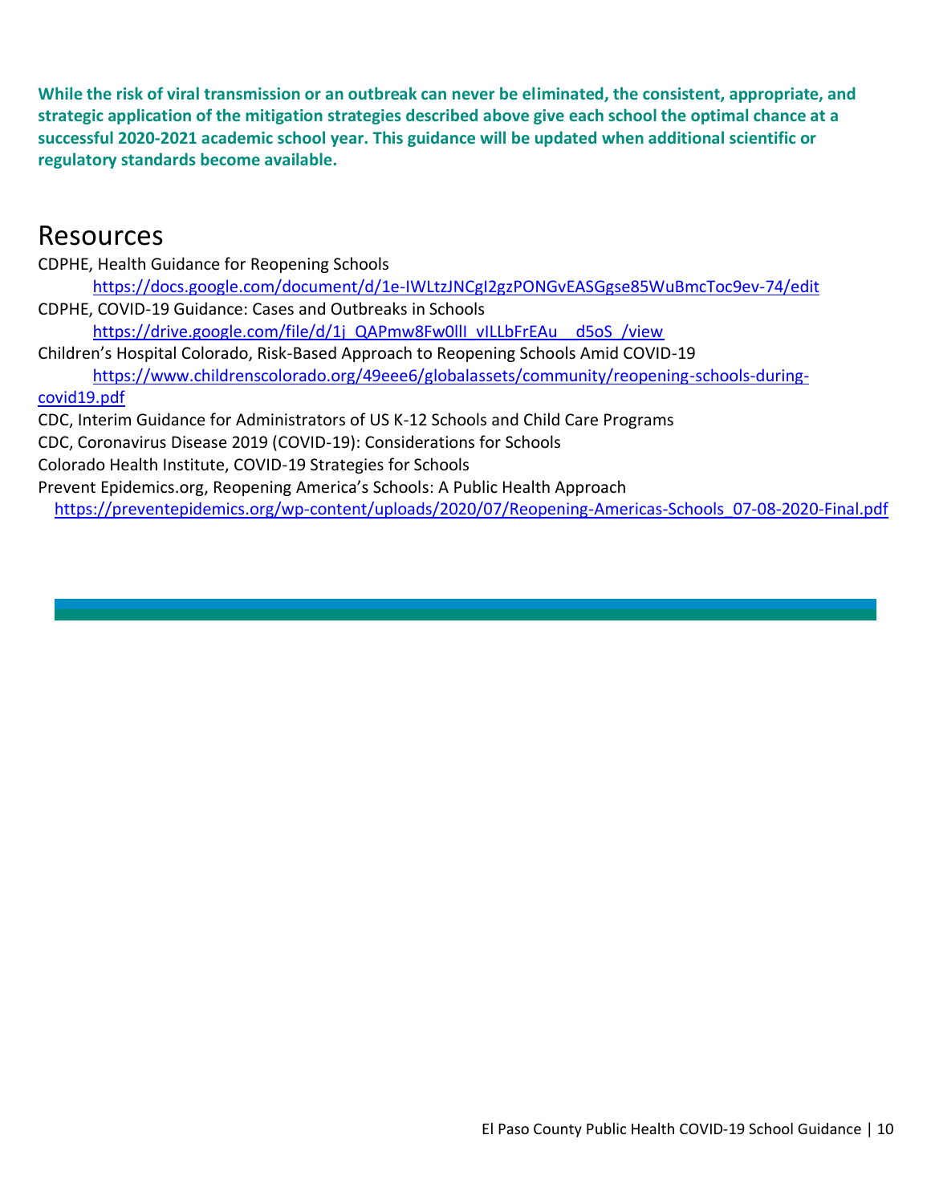**While the risk of viral transmission or an outbreak can never be eliminated, the consistent, appropriate, and strategic application of the mitigation strategies described above give each school the optimal chance at a successful 2020-2021 academic school year. This guidance will be updated when additional scientific or regulatory standards become available.**

# Resources

CDPHE, Health Guidance for Reopening Schools
https://docs.google.com/document/d/1e-IWLtzJNCgI2gzPONGvEASGgse85WuBmcToc9ev-74/edit

CDPHE, COVID-19 Guidance: Cases and Outbreaks in Schools
https://drive.google.com/file/d/1j_QAPmw8Fw0llI_vILLbFrEAu__d5oS_/view

Children's Hospital Colorado, Risk-Based Approach to Reopening Schools Amid COVID-19
https://www.childrenscolorado.org/49eee6/globalassets/community/reopening-schools-during-covid19.pdf

CDC, Interim Guidance for Administrators of US K-12 Schools and Child Care Programs

CDC, Coronavirus Disease 2019 (COVID-19): Considerations for Schools

Colorado Health Institute, COVID-19 Strategies for Schools

Prevent Epidemics.org, Reopening America's Schools: A Public Health Approach
https://preventepidemics.org/wp-content/uploads/2020/07/Reopening-Americas-Schools_07-08-2020-Final.pdf